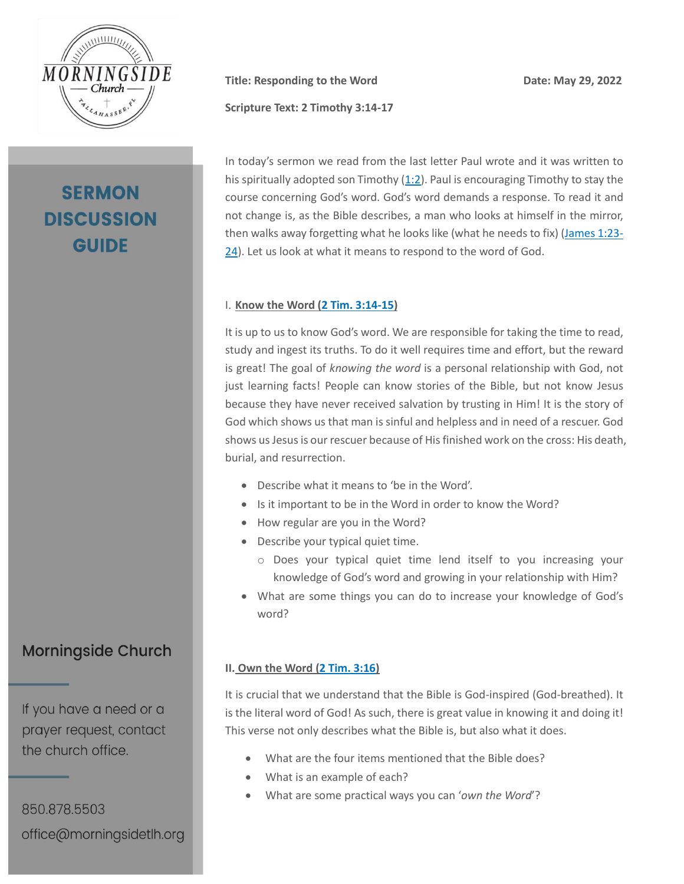# SERMON DISCUSSION GUIDE

**Title: Responding to the Word** **Date: May 29, 2022**

**Scripture Text: 2 Timothy 3:14-17**

In today's sermon we read from the last letter Paul wrote and it was written to his spiritually adopted son Timothy (1:2). Paul is encouraging Timothy to stay the course concerning God's word. God's word demands a response. To read it and not change is, as the Bible describes, a man who looks at himself in the mirror, then walks away forgetting what he looks like (what he needs to fix) (James 1:23-24). Let us look at what it means to respond to the word of God.

## I. Know the Word (2 Tim. 3:14-15)

It is up to us to know God's word. We are responsible for taking the time to read, study and ingest its truths. To do it well requires time and effort, but the reward is great! The goal of *knowing the word* is a personal relationship with God, not just learning facts! People can know stories of the Bible, but not know Jesus because they have never received salvation by trusting in Him! It is the story of God which shows us that man is sinful and helpless and in need of a rescuer. God shows us Jesus is our rescuer because of His finished work on the cross: His death, burial, and resurrection.

- Describe what it means to 'be in the Word'.
- Is it important to be in the Word in order to know the Word?
- How regular are you in the Word?
- Describe your typical quiet time.
  - Does your typical quiet time lend itself to you increasing your knowledge of God's word and growing in your relationship with Him?
- What are some things you can do to increase your knowledge of God's word?

## II. Own the Word (2 Tim. 3:16)

It is crucial that we understand that the Bible is God-inspired (God-breathed). It is the literal word of God! As such, there is great value in knowing it and doing it! This verse not only describes what the Bible is, but also what it does.

- What are the four items mentioned that the Bible does?
- What is an example of each?
- What are some practical ways you can '*own the Word*'?

Morningside Church

If you have a need or a prayer request, contact the church office.

850.878.5503
office@morningsidetlh.org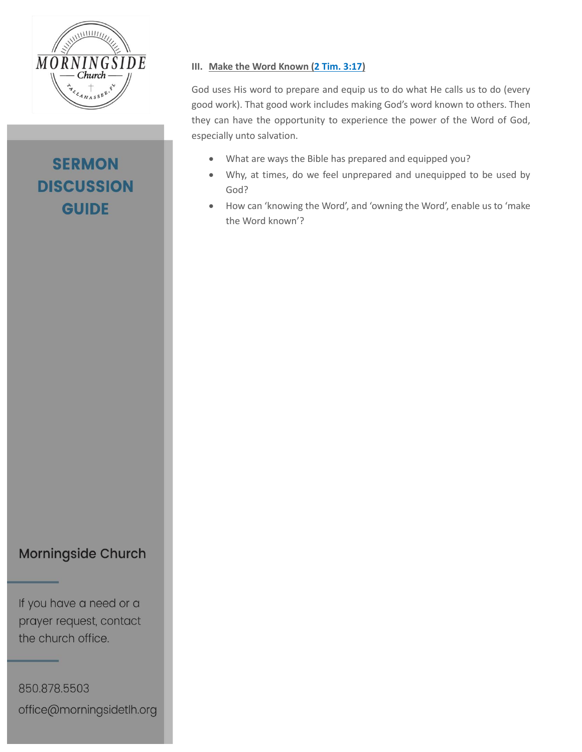MORNINGSIDE Church TALLAHASSEE, FL

**SERMON DISCUSSION GUIDE**

### III. Make the Word Known (2 Tim. 3:17)

God uses His word to prepare and equip us to do what He calls us to do (every good work). That good work includes making God's word known to others. Then they can have the opportunity to experience the power of the Word of God, especially unto salvation.

- What are ways the Bible has prepared and equipped you?
- Why, at times, do we feel unprepared and unequipped to be used by God?
- How can 'knowing the Word', and 'owning the Word', enable us to 'make the Word known'?

Morningside Church

If you have a need or a prayer request, contact the church office.

850.878.5503
office@morningsidetlh.org